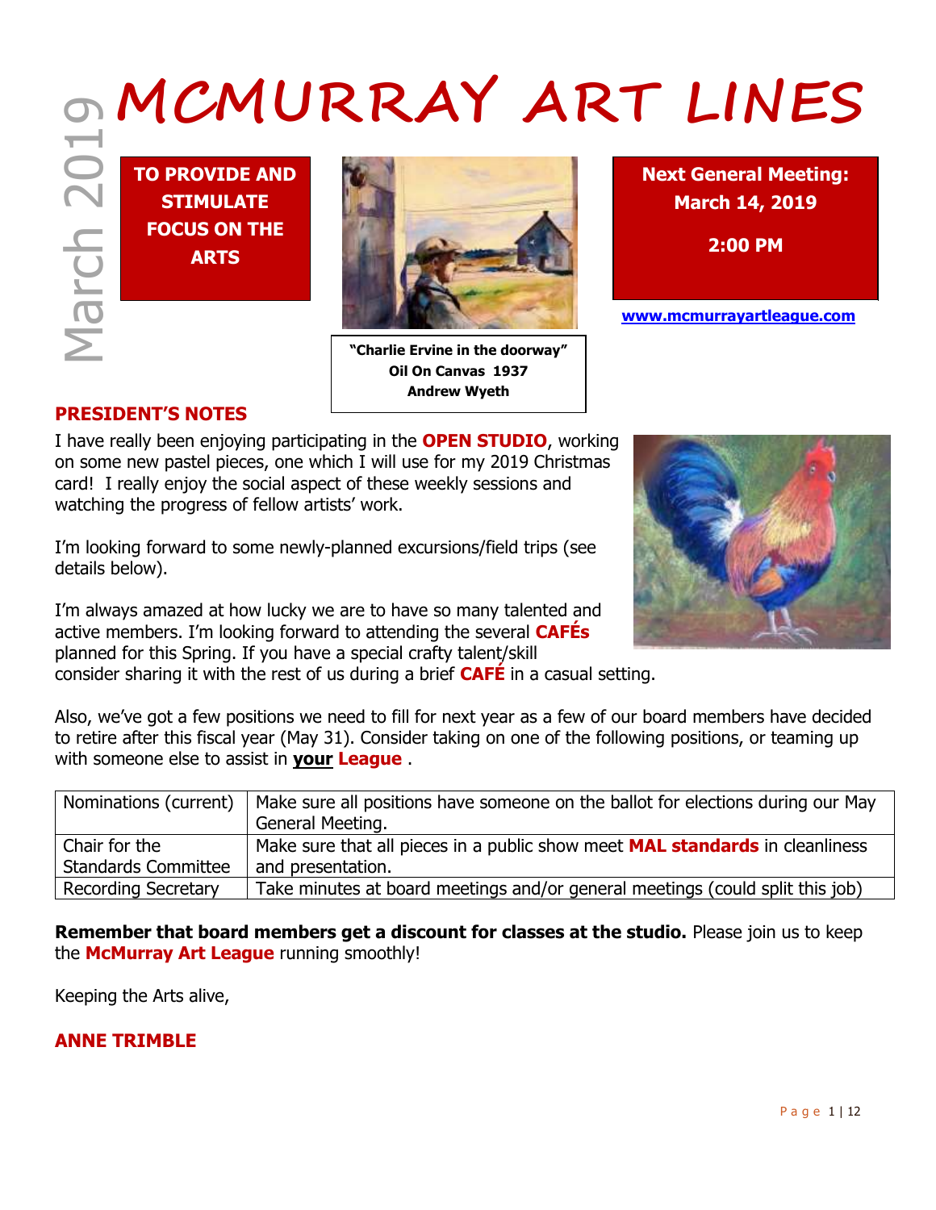March 2019

# MCMURRAY ART LINES

**TO PROVIDE AND STIMULATE FOCUS ON THE ARTS**

**"Charlie Ervine in the doorway"**
**Oil On Canvas 1937**
**Andrew Wyeth**

**Next General Meeting:**
**March 14, 2019**

**2:00 PM**

**www.mcmurrayartleague.com**

## PRESIDENT'S NOTES

I have really been enjoying participating in the **OPEN STUDIO**, working on some new pastel pieces, one which I will use for my 2019 Christmas card! I really enjoy the social aspect of these weekly sessions and watching the progress of fellow artists' work.

I'm looking forward to some newly-planned excursions/field trips (see details below).

I'm always amazed at how lucky we are to have so many talented and active members. I'm looking forward to attending the several **CAFÉs** planned for this Spring. If you have a special crafty talent/skill consider sharing it with the rest of us during a brief **CAFÉ** in a casual setting.

Also, we've got a few positions we need to fill for next year as a few of our board members have decided to retire after this fiscal year (May 31). Consider taking on one of the following positions, or teaming up with someone else to assist in **your League** .

| | |
|---|---|
| Nominations (current) | Make sure all positions have someone on the ballot for elections during our May General Meeting. |
| Chair for the Standards Committee | Make sure that all pieces in a public show meet **MAL standards** in cleanliness and presentation. |
| Recording Secretary | Take minutes at board meetings and/or general meetings (could split this job) |

**Remember that board members get a discount for classes at the studio.** Please join us to keep the **McMurray Art League** running smoothly!

Keeping the Arts alive,

**ANNE TRIMBLE**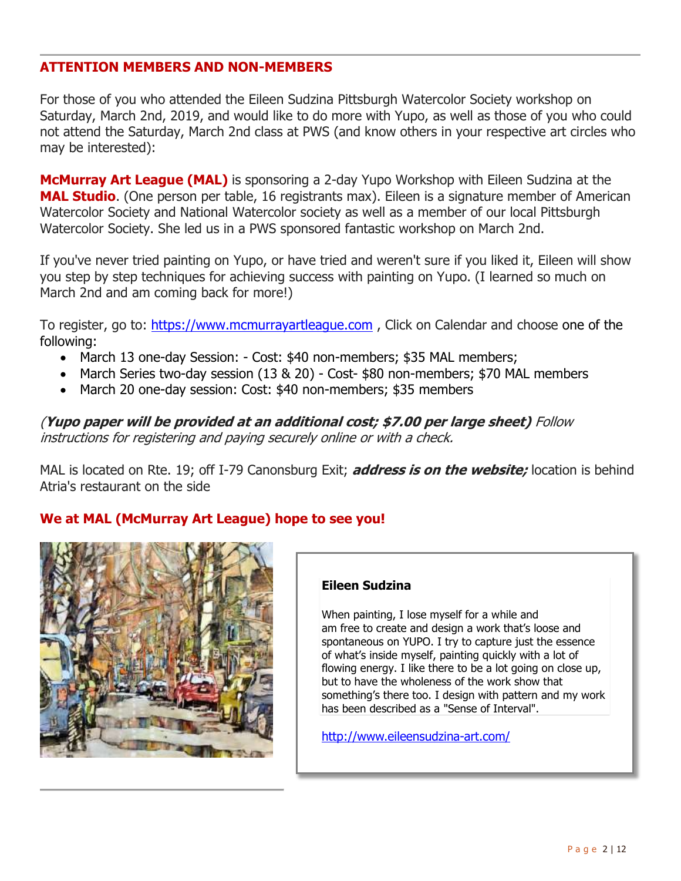## ATTENTION MEMBERS AND NON-MEMBERS

For those of you who attended the Eileen Sudzina Pittsburgh Watercolor Society workshop on Saturday, March 2nd, 2019, and would like to do more with Yupo, as well as those of you who could not attend the Saturday, March 2nd class at PWS (and know others in your respective art circles who may be interested):

**McMurray Art League (MAL)** is sponsoring a 2-day Yupo Workshop with Eileen Sudzina at the **MAL Studio**. (One person per table, 16 registrants max). Eileen is a signature member of American Watercolor Society and National Watercolor society as well as a member of our local Pittsburgh Watercolor Society. She led us in a PWS sponsored fantastic workshop on March 2nd.

If you've never tried painting on Yupo, or have tried and weren't sure if you liked it, Eileen will show you step by step techniques for achieving success with painting on Yupo. (I learned so much on March 2nd and am coming back for more!)

To register, go to: https://www.mcmurrayartleague.com , Click on Calendar and choose one of the following:

- March 13 one-day Session: - Cost: $40 non-members; $35 MAL members;
- March Series two-day session (13 & 20) - Cost- $80 non-members; $70 MAL members
- March 20 one-day session: Cost: $40 non-members; $35 members

*(**Yupo paper will be provided at an additional cost; $7.00 per large sheet)** Follow instructions for registering and paying securely online or with a check.*

MAL is located on Rte. 19; off I-79 Canonsburg Exit; ***address is on the website;*** location is behind Atria's restaurant on the side

**We at MAL (McMurray Art League) hope to see you!**

**Eileen Sudzina**

When painting, I lose myself for a while and am free to create and design a work that's loose and spontaneous on YUPO. I try to capture just the essence of what's inside myself, painting quickly with a lot of flowing energy. I like there to be a lot going on close up, but to have the wholeness of the work show that something's there too. I design with pattern and my work has been described as a "Sense of Interval".

http://www.eileensudzina-art.com/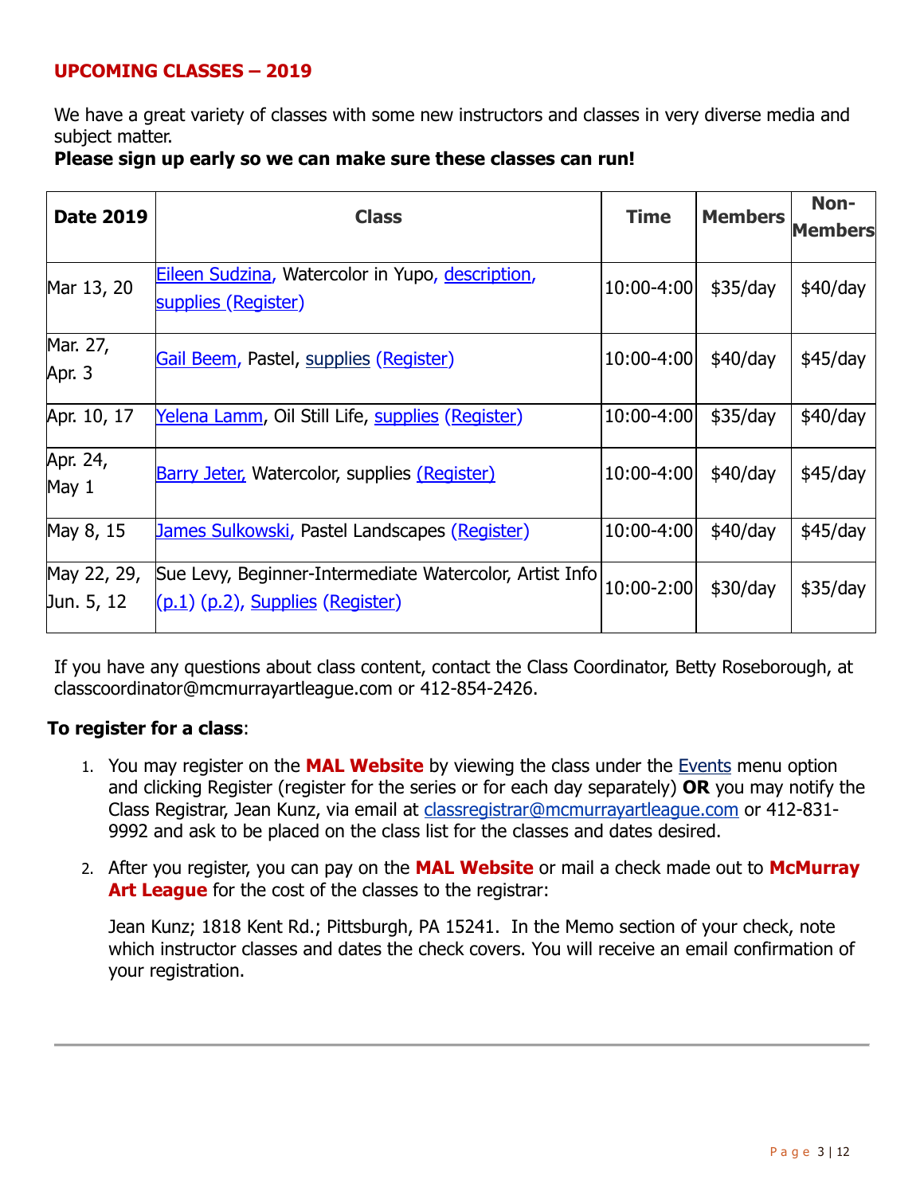## UPCOMING CLASSES – 2019

We have a great variety of classes with some new instructors and classes in very diverse media and subject matter.

**Please sign up early so we can make sure these classes can run!**

| Date 2019 | Class | Time | Members | Non-Members |
|---|---|---|---|---|
| Mar 13, 20 | Eileen Sudzina, Watercolor in Yupo, description, supplies (Register) | 10:00-4:00 | $35/day | $40/day |
| Mar. 27, Apr. 3 | Gail Beem, Pastel, supplies (Register) | 10:00-4:00 | $40/day | $45/day |
| Apr. 10, 17 | Yelena Lamm, Oil Still Life, supplies (Register) | 10:00-4:00 | $35/day | $40/day |
| Apr. 24, May 1 | Barry Jeter, Watercolor, supplies (Register) | 10:00-4:00 | $40/day | $45/day |
| May 8, 15 | James Sulkowski, Pastel Landscapes (Register) | 10:00-4:00 | $40/day | $45/day |
| May 22, 29, Jun. 5, 12 | Sue Levy, Beginner-Intermediate Watercolor, Artist Info (p.1) (p.2), Supplies (Register) | 10:00-2:00 | $30/day | $35/day |

If you have any questions about class content, contact the Class Coordinator, Betty Roseborough, at classcoordinator@mcmurrayartleague.com or 412-854-2426.

**To register for a class**:

1. You may register on the **MAL Website** by viewing the class under the Events menu option and clicking Register (register for the series or for each day separately) **OR** you may notify the Class Registrar, Jean Kunz, via email at classregistrar@mcmurrayartleague.com or 412-831-9992 and ask to be placed on the class list for the classes and dates desired.
2. After you register, you can pay on the **MAL Website** or mail a check made out to **McMurray Art League** for the cost of the classes to the registrar:

   Jean Kunz; 1818 Kent Rd.; Pittsburgh, PA 15241. In the Memo section of your check, note which instructor classes and dates the check covers. You will receive an email confirmation of your registration.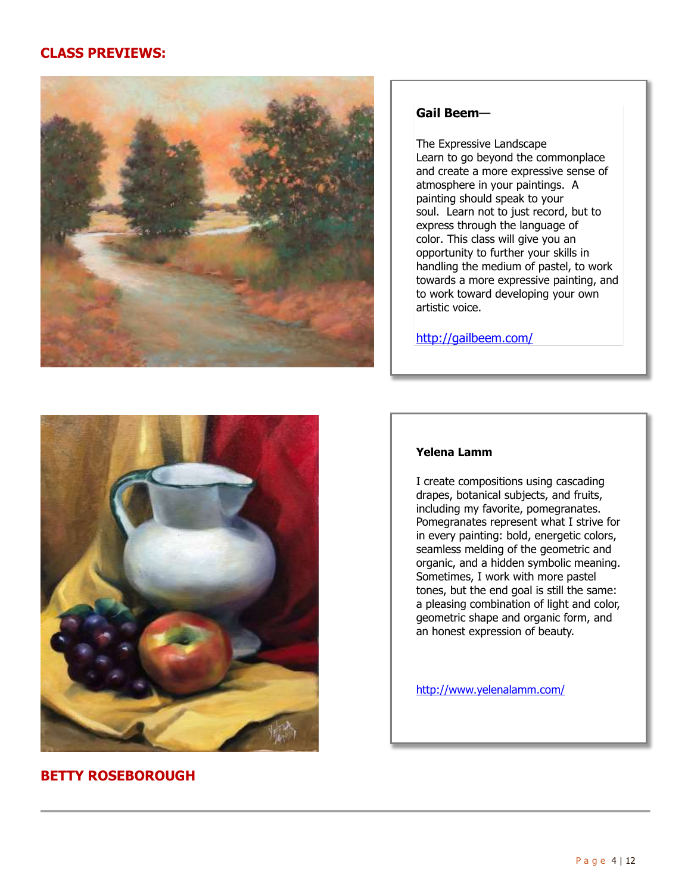## CLASS PREVIEWS:

**Gail Beem—**

The Expressive Landscape
Learn to go beyond the commonplace and create a more expressive sense of atmosphere in your paintings. A painting should speak to your soul. Learn not to just record, but to express through the language of color. This class will give you an opportunity to further your skills in handling the medium of pastel, to work towards a more expressive painting, and to work toward developing your own artistic voice.

http://gailbeem.com/

**Yelena Lamm**

I create compositions using cascading drapes, botanical subjects, and fruits, including my favorite, pomegranates. Pomegranates represent what I strive for in every painting: bold, energetic colors, seamless melding of the geometric and organic, and a hidden symbolic meaning. Sometimes, I work with more pastel tones, but the end goal is still the same: a pleasing combination of light and color, geometric shape and organic form, and an honest expression of beauty.

http://www.yelenalamm.com/

## BETTY ROSEBOROUGH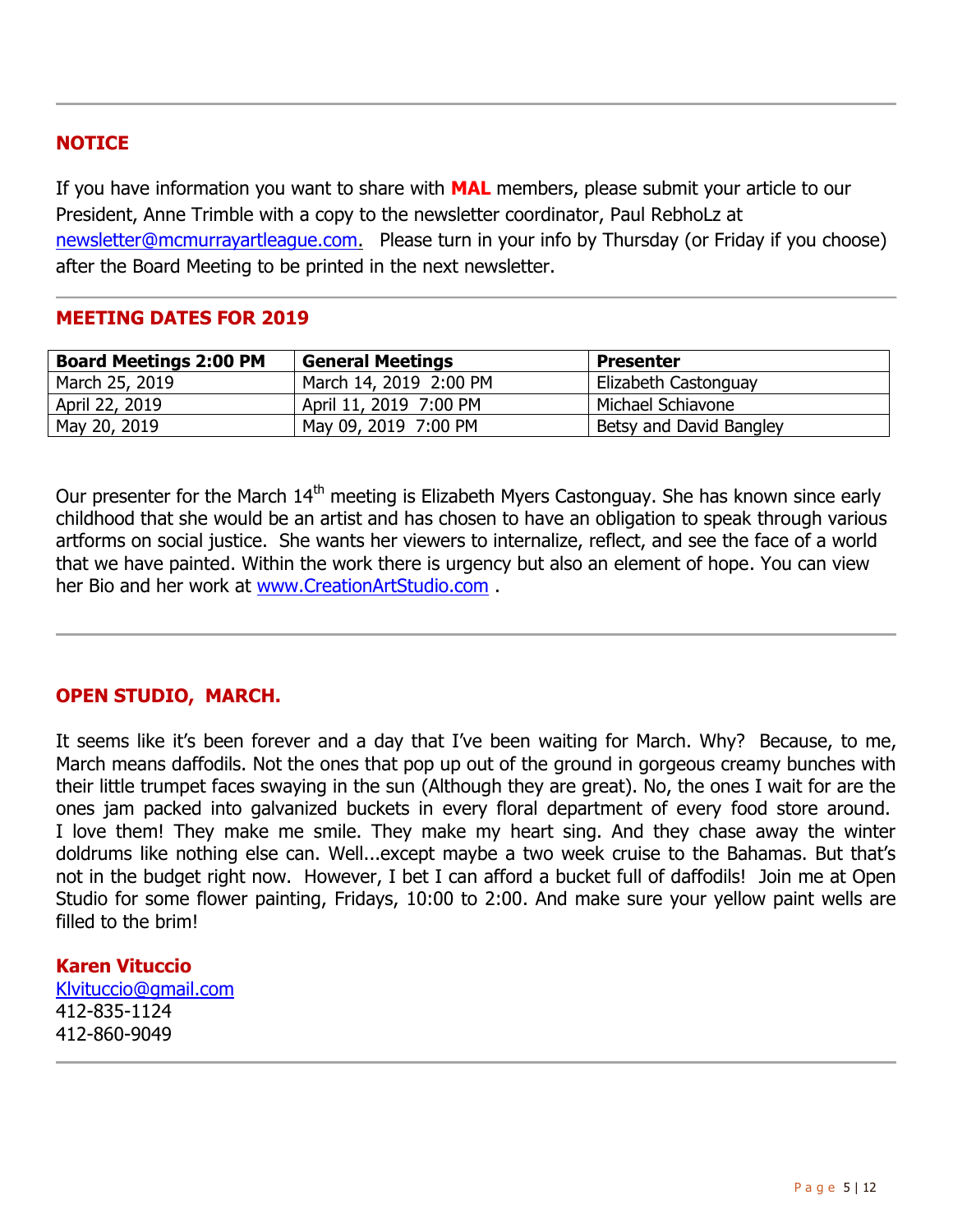## NOTICE

If you have information you want to share with **MAL** members, please submit your article to our President, Anne Trimble with a copy to the newsletter coordinator, Paul RebhoLz at newsletter@mcmurrayartleague.com. Please turn in your info by Thursday (or Friday if you choose) after the Board Meeting to be printed in the next newsletter.

## MEETING DATES FOR 2019

| Board Meetings 2:00 PM | General Meetings | Presenter |
|---|---|---|
| March 25, 2019 | March 14, 2019 2:00 PM | Elizabeth Castonguay |
| April 22, 2019 | April 11, 2019 7:00 PM | Michael Schiavone |
| May 20, 2019 | May 09, 2019 7:00 PM | Betsy and David Bangley |

Our presenter for the March 14th meeting is Elizabeth Myers Castonguay. She has known since early childhood that she would be an artist and has chosen to have an obligation to speak through various artforms on social justice. She wants her viewers to internalize, reflect, and see the face of a world that we have painted. Within the work there is urgency but also an element of hope. You can view her Bio and her work at www.CreationArtStudio.com .

## OPEN STUDIO, MARCH.

It seems like it's been forever and a day that I've been waiting for March. Why? Because, to me, March means daffodils. Not the ones that pop up out of the ground in gorgeous creamy bunches with their little trumpet faces swaying in the sun (Although they are great). No, the ones I wait for are the ones jam packed into galvanized buckets in every floral department of every food store around. I love them! They make me smile. They make my heart sing. And they chase away the winter doldrums like nothing else can. Well...except maybe a two week cruise to the Bahamas. But that's not in the budget right now. However, I bet I can afford a bucket full of daffodils! Join me at Open Studio for some flower painting, Fridays, 10:00 to 2:00. And make sure your yellow paint wells are filled to the brim!

**Karen Vituccio**
Klvituccio@gmail.com
412-835-1124
412-860-9049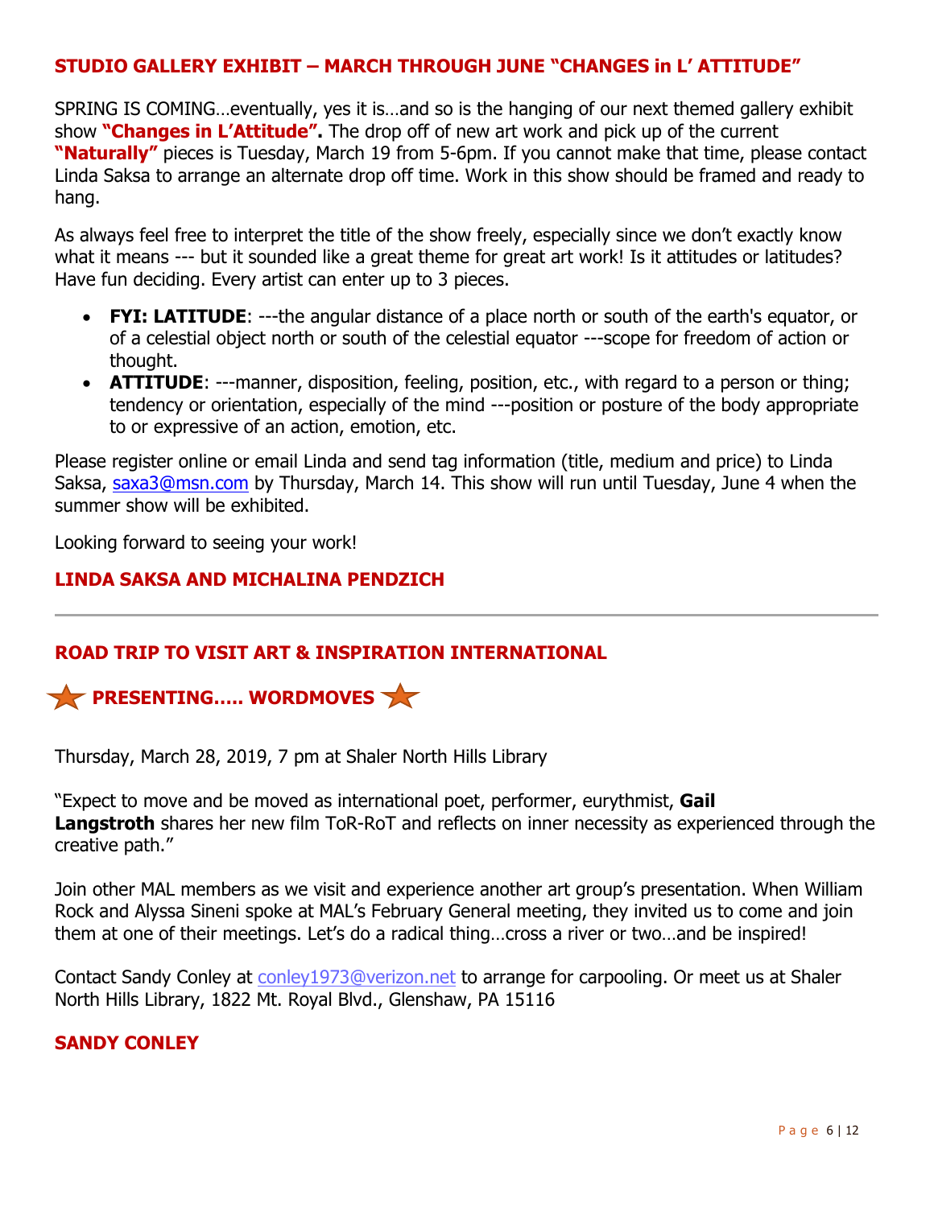## STUDIO GALLERY EXHIBIT – MARCH THROUGH JUNE "CHANGES in L' ATTITUDE"

SPRING IS COMING…eventually, yes it is…and so is the hanging of our next themed gallery exhibit show **"Changes in L'Attitude".** The drop off of new art work and pick up of the current **"Naturally"** pieces is Tuesday, March 19 from 5-6pm. If you cannot make that time, please contact Linda Saksa to arrange an alternate drop off time. Work in this show should be framed and ready to hang.

As always feel free to interpret the title of the show freely, especially since we don't exactly know what it means --- but it sounded like a great theme for great art work! Is it attitudes or latitudes? Have fun deciding. Every artist can enter up to 3 pieces.

- **FYI: LATITUDE**: ---the angular distance of a place north or south of the earth's equator, or of a celestial object north or south of the celestial equator ---scope for freedom of action or thought.
- **ATTITUDE**: ---manner, disposition, feeling, position, etc., with regard to a person or thing; tendency or orientation, especially of the mind ---position or posture of the body appropriate to or expressive of an action, emotion, etc.

Please register online or email Linda and send tag information (title, medium and price) to Linda Saksa, saxa3@msn.com by Thursday, March 14. This show will run until Tuesday, June 4 when the summer show will be exhibited.

Looking forward to seeing your work!

**LINDA SAKSA AND MICHALINA PENDZICH**

---

## ROAD TRIP TO VISIT ART & INSPIRATION INTERNATIONAL

### PRESENTING….. WORDMOVES

Thursday, March 28, 2019, 7 pm at Shaler North Hills Library

"Expect to move and be moved as international poet, performer, eurythmist, **Gail Langstroth** shares her new film ToR-RoT and reflects on inner necessity as experienced through the creative path."

Join other MAL members as we visit and experience another art group's presentation. When William Rock and Alyssa Sineni spoke at MAL's February General meeting, they invited us to come and join them at one of their meetings. Let's do a radical thing…cross a river or two…and be inspired!

Contact Sandy Conley at conley1973@verizon.net to arrange for carpooling. Or meet us at Shaler North Hills Library, 1822 Mt. Royal Blvd., Glenshaw, PA 15116

**SANDY CONLEY**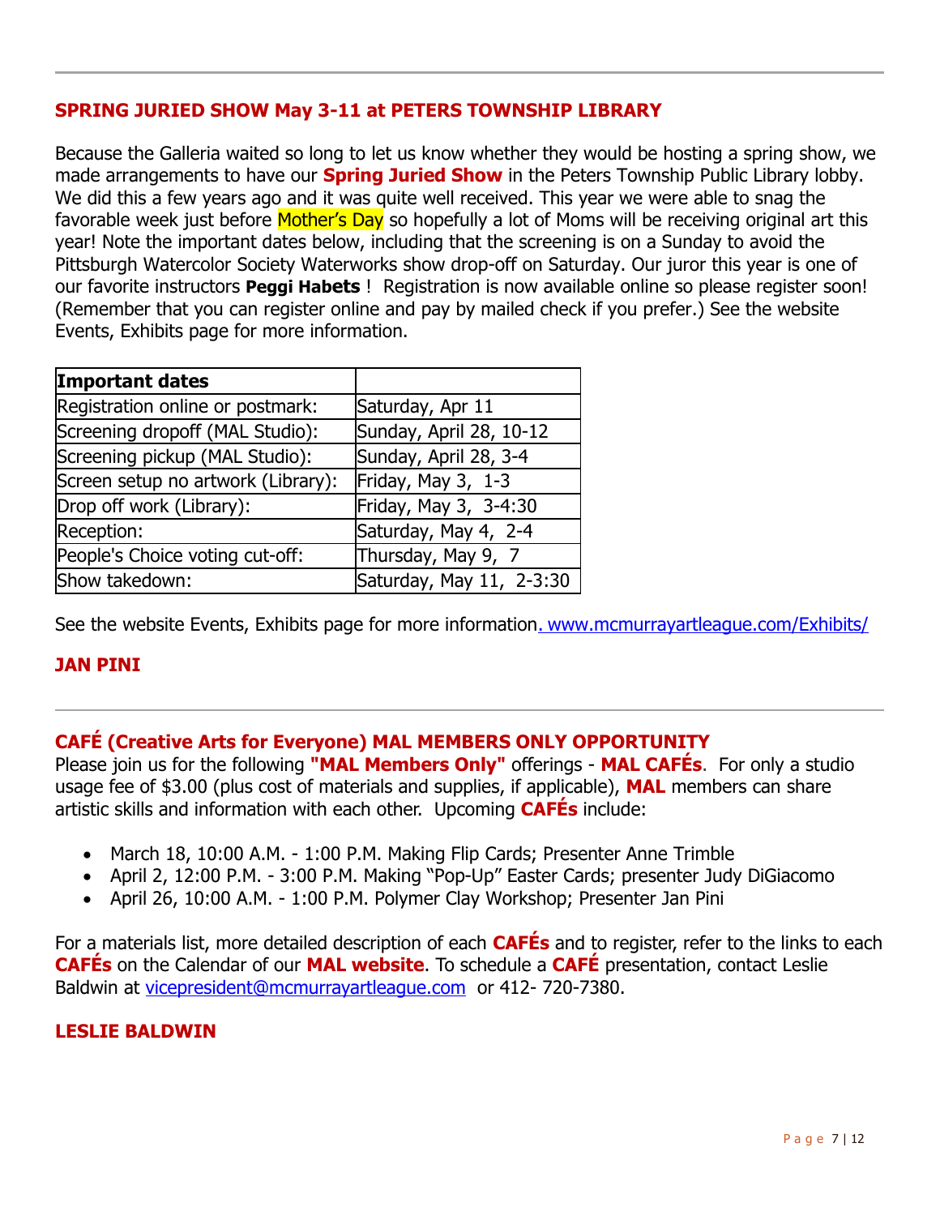## SPRING JURIED SHOW May 3-11 at PETERS TOWNSHIP LIBRARY

Because the Galleria waited so long to let us know whether they would be hosting a spring show, we made arrangements to have our **Spring Juried Show** in the Peters Township Public Library lobby. We did this a few years ago and it was quite well received. This year we were able to snag the favorable week just before Mother's Day so hopefully a lot of Moms will be receiving original art this year! Note the important dates below, including that the screening is on a Sunday to avoid the Pittsburgh Watercolor Society Waterworks show drop-off on Saturday. Our juror this year is one of our favorite instructors **Peggi Habets** ! Registration is now available online so please register soon! (Remember that you can register online and pay by mailed check if you prefer.) See the website Events, Exhibits page for more information.

| Important dates | |
|---|---|
| Registration online or postmark: | Saturday, Apr 11 |
| Screening dropoff (MAL Studio): | Sunday, April 28, 10-12 |
| Screening pickup (MAL Studio): | Sunday, April 28, 3-4 |
| Screen setup no artwork (Library): | Friday, May 3, 1-3 |
| Drop off work (Library): | Friday, May 3, 3-4:30 |
| Reception: | Saturday, May 4, 2-4 |
| People's Choice voting cut-off: | Thursday, May 9, 7 |
| Show takedown: | Saturday, May 11, 2-3:30 |

See the website Events, Exhibits page for more information. www.mcmurrayartleague.com/Exhibits/

**JAN PINI**

---

## CAFÉ (Creative Arts for Everyone) MAL MEMBERS ONLY OPPORTUNITY

Please join us for the following **"MAL Members Only"** offerings - **MAL CAFÉs**. For only a studio usage fee of $3.00 (plus cost of materials and supplies, if applicable), **MAL** members can share artistic skills and information with each other. Upcoming **CAFÉs** include:

- March 18, 10:00 A.M. - 1:00 P.M. Making Flip Cards; Presenter Anne Trimble
- April 2, 12:00 P.M. - 3:00 P.M. Making "Pop-Up" Easter Cards; presenter Judy DiGiacomo
- April 26, 10:00 A.M. - 1:00 P.M. Polymer Clay Workshop; Presenter Jan Pini

For a materials list, more detailed description of each **CAFÉs** and to register, refer to the links to each **CAFÉs** on the Calendar of our **MAL website**. To schedule a **CAFÉ** presentation, contact Leslie Baldwin at vicepresident@mcmurrayartleague.com or 412- 720-7380.

**LESLIE BALDWIN**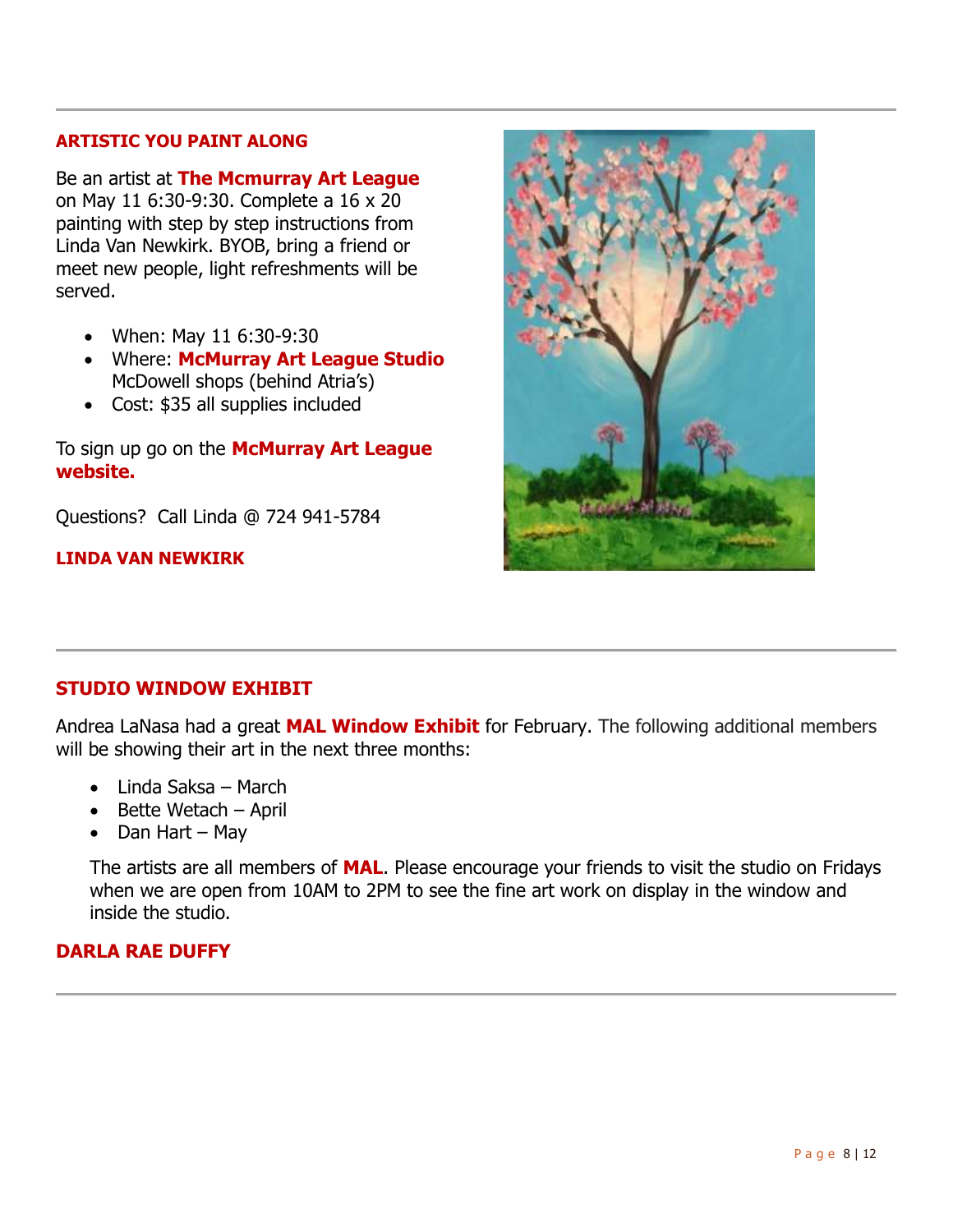## ARTISTIC YOU PAINT ALONG

Be an artist at **The Mcmurray Art League** on May 11 6:30-9:30. Complete a 16 x 20 painting with step by step instructions from Linda Van Newkirk. BYOB, bring a friend or meet new people, light refreshments will be served.

- When: May 11 6:30-9:30
- Where: **McMurray Art League Studio** McDowell shops (behind Atria's)
- Cost: $35 all supplies included

To sign up go on the **McMurray Art League website.**

Questions? Call Linda @ 724 941-5784

**LINDA VAN NEWKIRK**

## STUDIO WINDOW EXHIBIT

Andrea LaNasa had a great **MAL Window Exhibit** for February. The following additional members will be showing their art in the next three months:

- Linda Saksa – March
- Bette Wetach – April
- Dan Hart – May

The artists are all members of **MAL**. Please encourage your friends to visit the studio on Fridays when we are open from 10AM to 2PM to see the fine art work on display in the window and inside the studio.

**DARLA RAE DUFFY**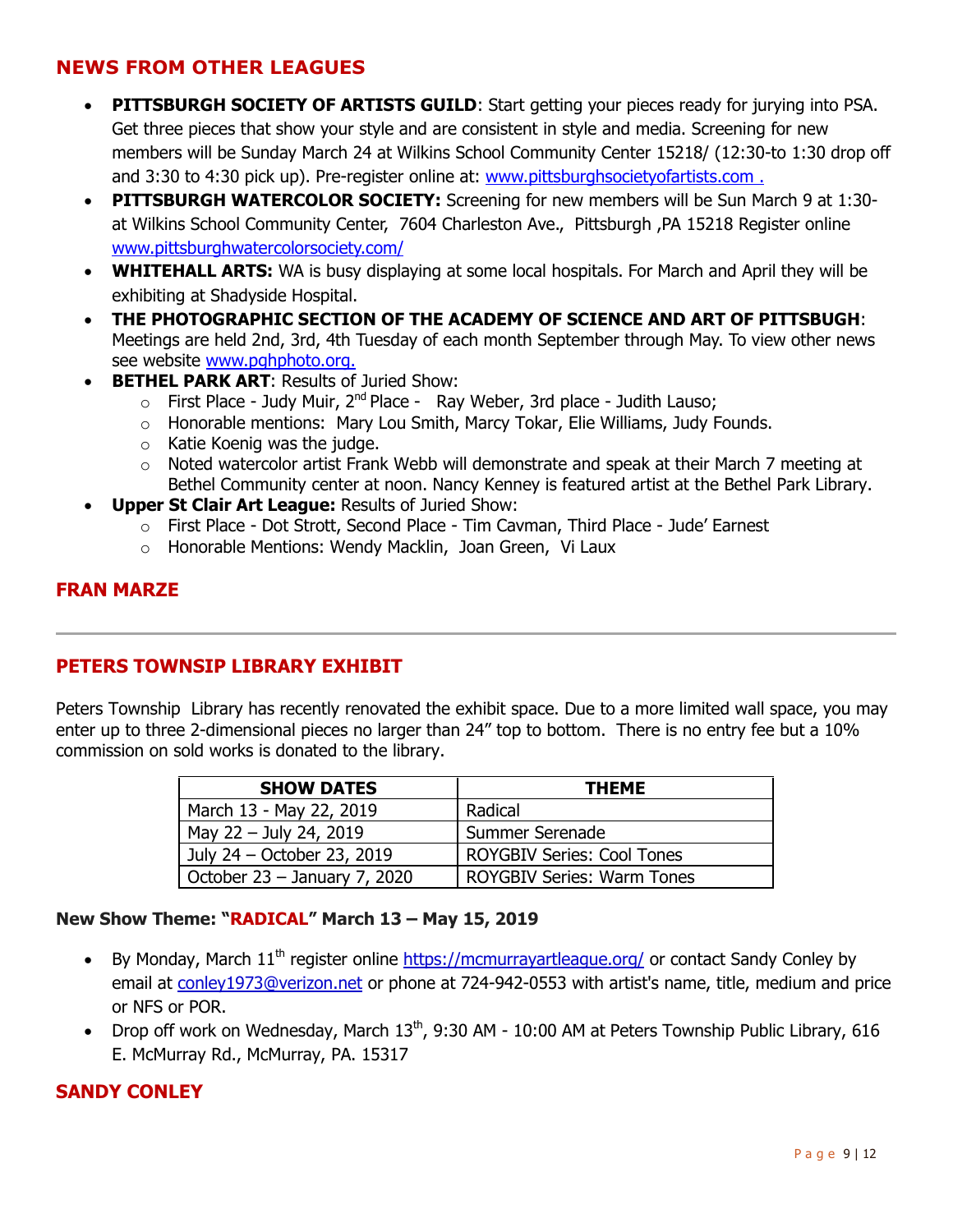## NEWS FROM OTHER LEAGUES

- **PITTSBURGH SOCIETY OF ARTISTS GUILD**: Start getting your pieces ready for jurying into PSA. Get three pieces that show your style and are consistent in style and media. Screening for new members will be Sunday March 24 at Wilkins School Community Center 15218/ (12:30-to 1:30 drop off and 3:30 to 4:30 pick up). Pre-register online at: www.pittsburghsocietyofartists.com .
- **PITTSBURGH WATERCOLOR SOCIETY:** Screening for new members will be Sun March 9 at 1:30- at Wilkins School Community Center, 7604 Charleston Ave., Pittsburgh ,PA 15218 Register online www.pittsburghwatercolorsociety.com/
- **WHITEHALL ARTS:** WA is busy displaying at some local hospitals. For March and April they will be exhibiting at Shadyside Hospital.
- **THE PHOTOGRAPHIC SECTION OF THE ACADEMY OF SCIENCE AND ART OF PITTSBUGH**: Meetings are held 2nd, 3rd, 4th Tuesday of each month September through May. To view other news see website www.pghphoto.org.
- **BETHEL PARK ART**: Results of Juried Show:
  - First Place - Judy Muir, 2nd Place - Ray Weber, 3rd place - Judith Lauso;
  - Honorable mentions: Mary Lou Smith, Marcy Tokar, Elie Williams, Judy Founds.
  - Katie Koenig was the judge.
  - Noted watercolor artist Frank Webb will demonstrate and speak at their March 7 meeting at Bethel Community center at noon. Nancy Kenney is featured artist at the Bethel Park Library.
- **Upper St Clair Art League:** Results of Juried Show:
  - First Place - Dot Strott, Second Place - Tim Cavman, Third Place - Jude' Earnest
  - Honorable Mentions: Wendy Macklin, Joan Green, Vi Laux

## FRAN MARZE

---

## PETERS TOWNSIP LIBRARY EXHIBIT

Peters Township Library has recently renovated the exhibit space. Due to a more limited wall space, you may enter up to three 2-dimensional pieces no larger than 24" top to bottom. There is no entry fee but a 10% commission on sold works is donated to the library.

| SHOW DATES | THEME |
|---|---|
| March 13 - May 22, 2019 | Radical |
| May 22 – July 24, 2019 | Summer Serenade |
| July 24 – October 23, 2019 | ROYGBIV Series: Cool Tones |
| October 23 – January 7, 2020 | ROYGBIV Series: Warm Tones |

**New Show Theme: "RADICAL" March 13 – May 15, 2019**

- By Monday, March 11th register online https://mcmurrayartleague.org/ or contact Sandy Conley by email at conley1973@verizon.net or phone at 724-942-0553 with artist's name, title, medium and price or NFS or POR.
- Drop off work on Wednesday, March 13th, 9:30 AM - 10:00 AM at Peters Township Public Library, 616 E. McMurray Rd., McMurray, PA. 15317

## SANDY CONLEY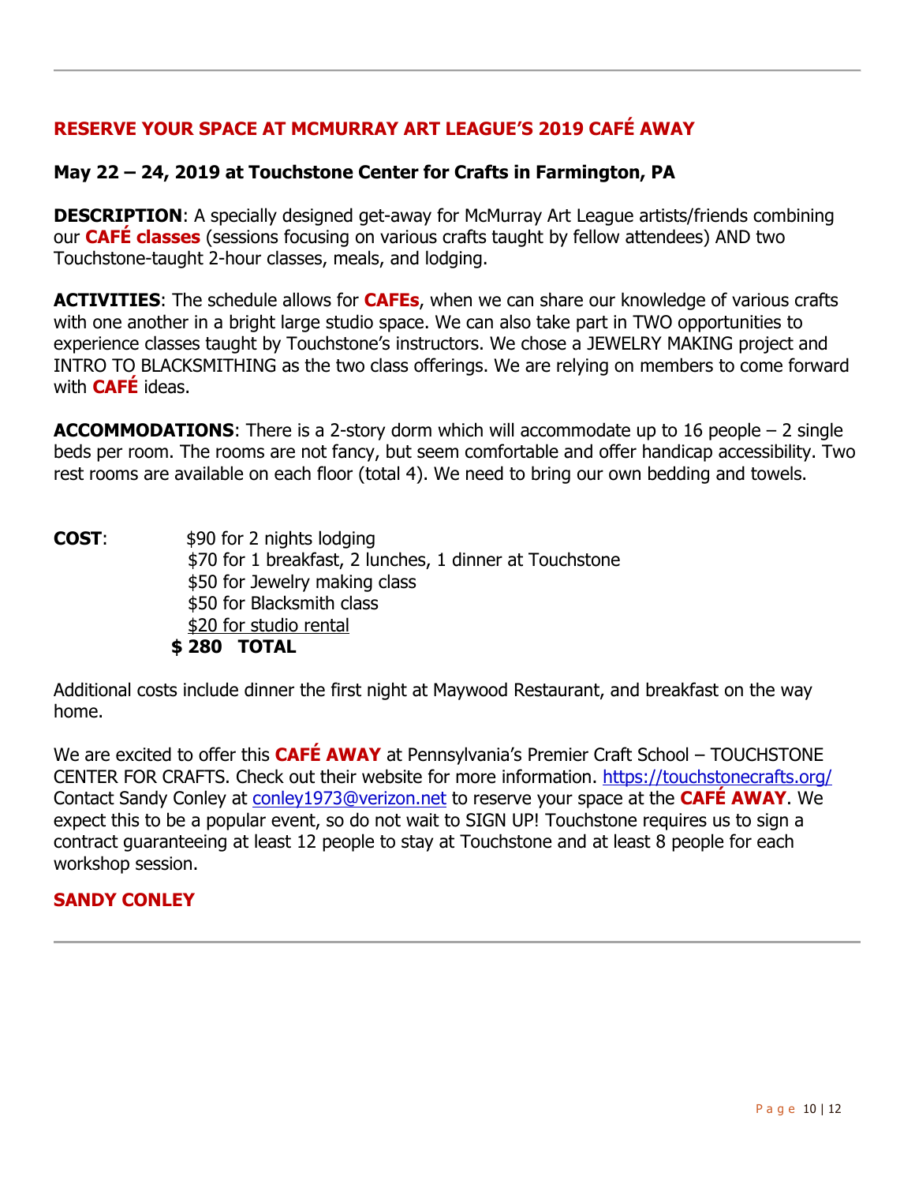## RESERVE YOUR SPACE AT MCMURRAY ART LEAGUE'S 2019 CAFÉ AWAY

**May 22 – 24, 2019 at Touchstone Center for Crafts in Farmington, PA**

**DESCRIPTION**: A specially designed get-away for McMurray Art League artists/friends combining our **CAFÉ classes** (sessions focusing on various crafts taught by fellow attendees) AND two Touchstone-taught 2-hour classes, meals, and lodging.

**ACTIVITIES**: The schedule allows for **CAFEs**, when we can share our knowledge of various crafts with one another in a bright large studio space. We can also take part in TWO opportunities to experience classes taught by Touchstone's instructors. We chose a JEWELRY MAKING project and INTRO TO BLACKSMITHING as the two class offerings. We are relying on members to come forward with **CAFÉ** ideas.

**ACCOMMODATIONS**: There is a 2-story dorm which will accommodate up to 16 people – 2 single beds per room. The rooms are not fancy, but seem comfortable and offer handicap accessibility. Two rest rooms are available on each floor (total 4). We need to bring our own bedding and towels.

**COST**:
$90 for 2 nights lodging
$70 for 1 breakfast, 2 lunches, 1 dinner at Touchstone
$50 for Jewelry making class
$50 for Blacksmith class
$20 for studio rental
**$ 280 TOTAL**

Additional costs include dinner the first night at Maywood Restaurant, and breakfast on the way home.

We are excited to offer this **CAFÉ AWAY** at Pennsylvania's Premier Craft School – TOUCHSTONE CENTER FOR CRAFTS. Check out their website for more information. https://touchstonecrafts.org/ Contact Sandy Conley at conley1973@verizon.net to reserve your space at the **CAFÉ AWAY**. We expect this to be a popular event, so do not wait to SIGN UP! Touchstone requires us to sign a contract guaranteeing at least 12 people to stay at Touchstone and at least 8 people for each workshop session.

**SANDY CONLEY**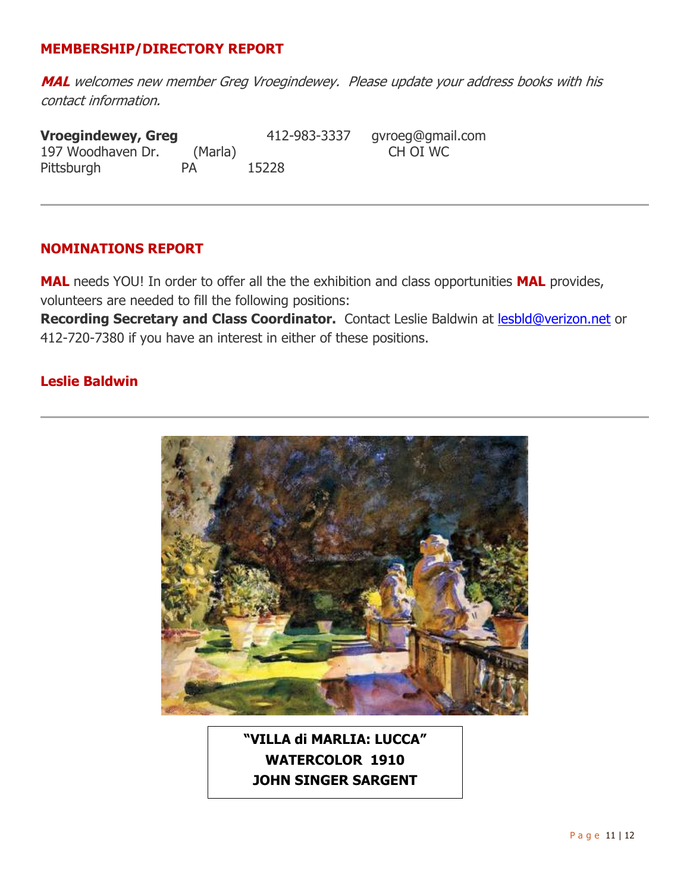## MEMBERSHIP/DIRECTORY REPORT

***MAL** welcomes new member Greg Vroegindewey. Please update your address books with his contact information.*

**Vroegindewey, Greg** 412-983-3337 gvroeg@gmail.com
197 Woodhaven Dr. (Marla) CH OI WC
Pittsburgh PA 15228

---

## NOMINATIONS REPORT

**MAL** needs YOU! In order to offer all the the exhibition and class opportunities **MAL** provides, volunteers are needed to fill the following positions:
**Recording Secretary and Class Coordinator.** Contact Leslie Baldwin at lesbld@verizon.net or 412-720-7380 if you have an interest in either of these positions.

**Leslie Baldwin**

---

**"VILLA di MARLIA: LUCCA"**
**WATERCOLOR 1910**
**JOHN SINGER SARGENT**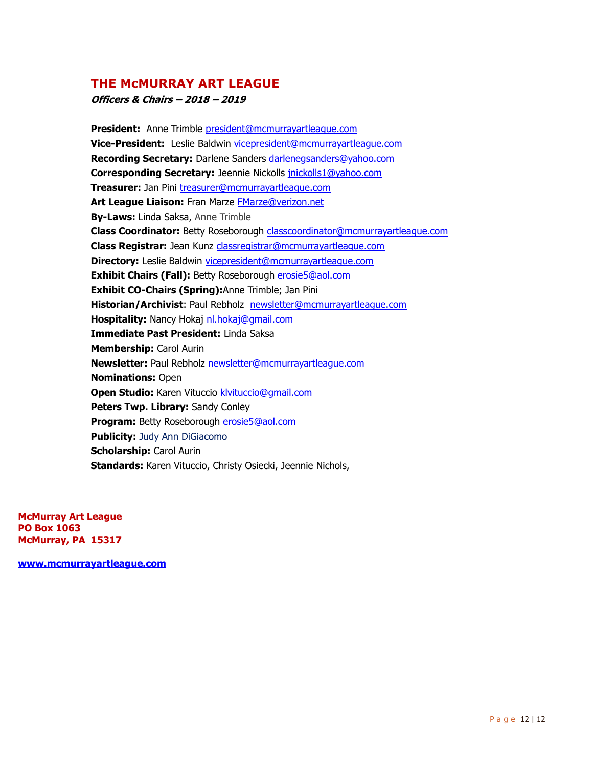## THE McMURRAY ART LEAGUE

***Officers & Chairs – 2018 – 2019***

**President:** Anne Trimble president@mcmurrayartleague.com
**Vice-President:** Leslie Baldwin vicepresident@mcmurrayartleague.com
**Recording Secretary:** Darlene Sanders darlenegsanders@yahoo.com
**Corresponding Secretary:** Jeennie Nickolls jnickolls1@yahoo.com
**Treasurer:** Jan Pini treasurer@mcmurrayartleague.com
**Art League Liaison:** Fran Marze FMarze@verizon.net
**By-Laws:** Linda Saksa, Anne Trimble
**Class Coordinator:** Betty Roseborough classcoordinator@mcmurrayartleague.com
**Class Registrar:** Jean Kunz classregistrar@mcmurrayartleague.com
**Directory:** Leslie Baldwin vicepresident@mcmurrayartleague.com
**Exhibit Chairs (Fall):** Betty Roseborough erosie5@aol.com
**Exhibit CO-Chairs (Spring):** Anne Trimble; Jan Pini
**Historian/Archivist**: Paul Rebholz newsletter@mcmurrayartleague.com
**Hospitality:** Nancy Hokaj nl.hokaj@gmail.com
**Immediate Past President:** Linda Saksa
**Membership:** Carol Aurin
**Newsletter:** Paul Rebholz newsletter@mcmurrayartleague.com
**Nominations:** Open
**Open Studio:** Karen Vituccio klvituccio@gmail.com
**Peters Twp. Library:** Sandy Conley
**Program:** Betty Roseborough erosie5@aol.com
**Publicity:** Judy Ann DiGiacomo
**Scholarship:** Carol Aurin
**Standards:** Karen Vituccio, Christy Osiecki, Jeennie Nichols,

**McMurray Art League**
**PO Box 1063**
**McMurray, PA 15317**

**www.mcmurrayartleague.com**